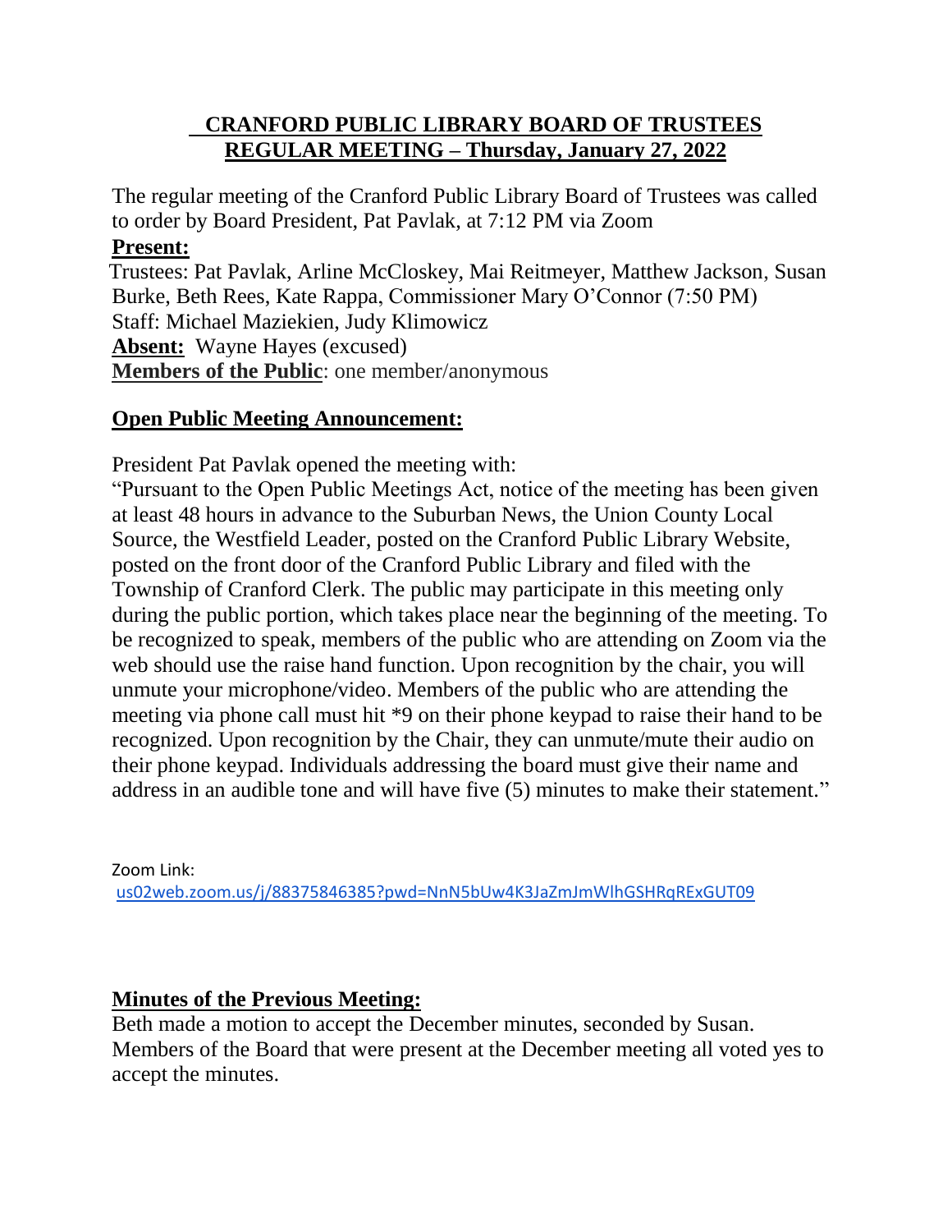# CRANFORD PUBLIC LIBRARY BOARD OF TRUSTEES
## REGULAR MEETING – Thursday, January 27, 2022

The regular meeting of the Cranford Public Library Board of Trustees was called to order by Board President, Pat Pavlak, at 7:12 PM via Zoom

**Present:**

Trustees: Pat Pavlak, Arline McCloskey, Mai Reitmeyer, Matthew Jackson, Susan Burke, Beth Rees, Kate Rappa, Commissioner Mary O'Connor (7:50 PM)
Staff: Michael Maziekien, Judy Klimowicz

**Absent:** Wayne Hayes (excused)

**Members of the Public**: one member/anonymous

### Open Public Meeting Announcement:

President Pat Pavlak opened the meeting with:

"Pursuant to the Open Public Meetings Act, notice of the meeting has been given at least 48 hours in advance to the Suburban News, the Union County Local Source, the Westfield Leader, posted on the Cranford Public Library Website, posted on the front door of the Cranford Public Library and filed with the Township of Cranford Clerk. The public may participate in this meeting only during the public portion, which takes place near the beginning of the meeting. To be recognized to speak, members of the public who are attending on Zoom via the web should use the raise hand function. Upon recognition by the chair, you will unmute your microphone/video. Members of the public who are attending the meeting via phone call must hit *9 on their phone keypad to raise their hand to be recognized. Upon recognition by the Chair, they can unmute/mute their audio on their phone keypad. Individuals addressing the board must give their name and address in an audible tone and will have five (5) minutes to make their statement."

Zoom Link:
us02web.zoom.us/j/88375846385?pwd=NnN5bUw4K3JaZmJmWlhGSHRqRExGUT09

### Minutes of the Previous Meeting:

Beth made a motion to accept the December minutes, seconded by Susan. Members of the Board that were present at the December meeting all voted yes to accept the minutes.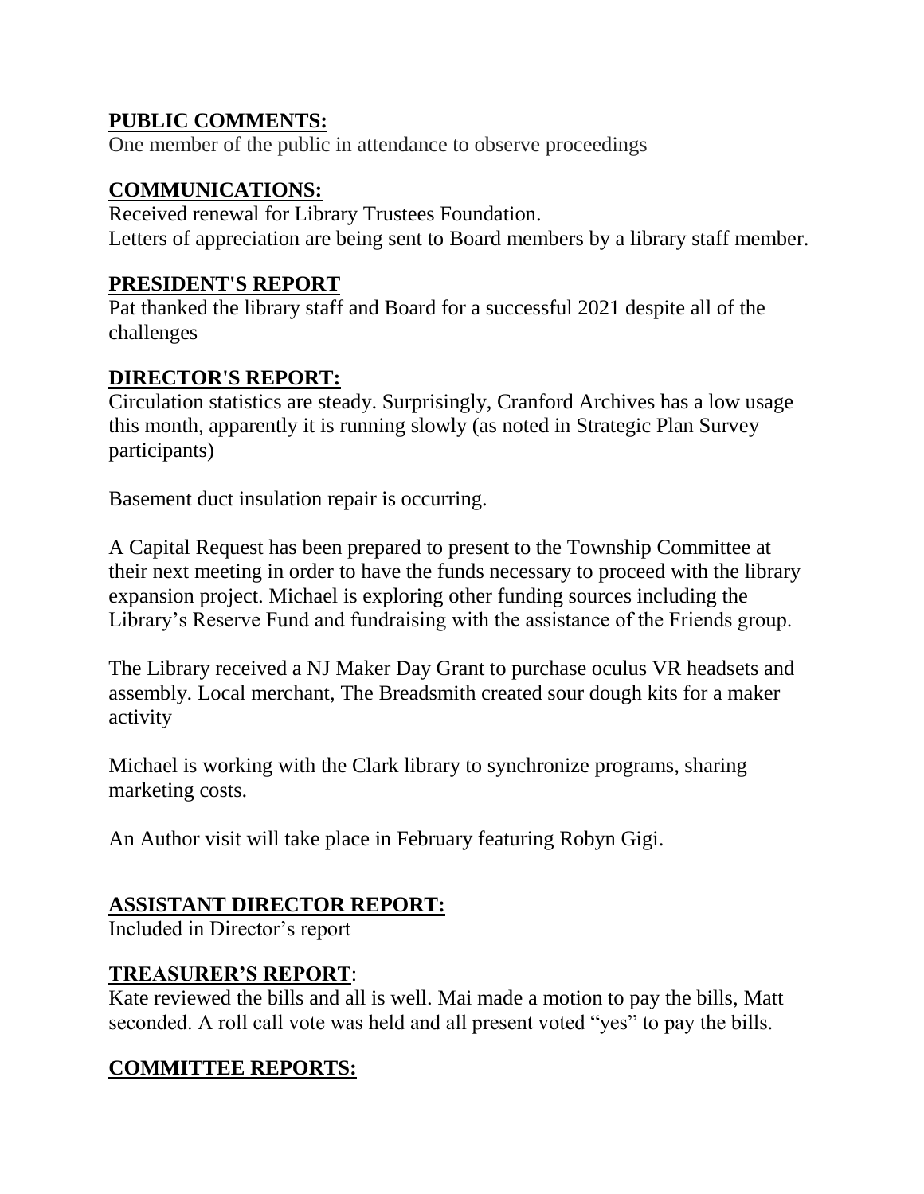## PUBLIC COMMENTS:

One member of the public in attendance to observe proceedings

## COMMUNICATIONS:

Received renewal for Library Trustees Foundation.
Letters of appreciation are being sent to Board members by a library staff member.

## PRESIDENT'S REPORT

Pat thanked the library staff and Board for a successful 2021 despite all of the challenges

## DIRECTOR'S REPORT:

Circulation statistics are steady. Surprisingly, Cranford Archives has a low usage this month, apparently it is running slowly (as noted in Strategic Plan Survey participants)

Basement duct insulation repair is occurring.

A Capital Request has been prepared to present to the Township Committee at their next meeting in order to have the funds necessary to proceed with the library expansion project. Michael is exploring other funding sources including the Library's Reserve Fund and fundraising with the assistance of the Friends group.

The Library received a NJ Maker Day Grant to purchase oculus VR headsets and assembly. Local merchant, The Breadsmith created sour dough kits for a maker activity

Michael is working with the Clark library to synchronize programs, sharing marketing costs.

An Author visit will take place in February featuring Robyn Gigi.

## ASSISTANT DIRECTOR REPORT:

Included in Director's report

## TREASURER'S REPORT:

Kate reviewed the bills and all is well. Mai made a motion to pay the bills, Matt seconded. A roll call vote was held and all present voted "yes" to pay the bills.

## COMMITTEE REPORTS: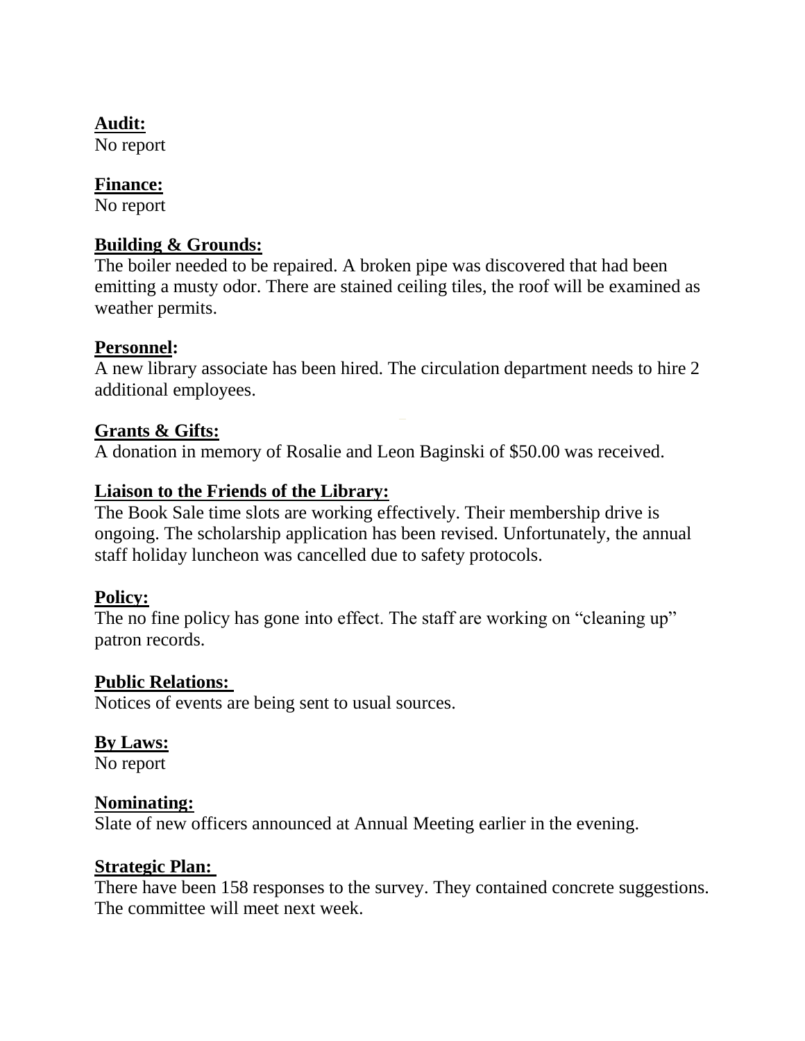**Audit:**
No report

**Finance:**
No report

**Building & Grounds:**
The boiler needed to be repaired. A broken pipe was discovered that had been emitting a musty odor. There are stained ceiling tiles, the roof will be examined as weather permits.

**Personnel:**
A new library associate has been hired. The circulation department needs to hire 2 additional employees.

**Grants & Gifts:**
A donation in memory of Rosalie and Leon Baginski of $50.00 was received.

**Liaison to the Friends of the Library:**
The Book Sale time slots are working effectively. Their membership drive is ongoing. The scholarship application has been revised. Unfortunately, the annual staff holiday luncheon was cancelled due to safety protocols.

**Policy:**
The no fine policy has gone into effect. The staff are working on "cleaning up" patron records.

**Public Relations:**
Notices of events are being sent to usual sources.

**By Laws:**
No report

**Nominating:**
Slate of new officers announced at Annual Meeting earlier in the evening.

**Strategic Plan:**
There have been 158 responses to the survey. They contained concrete suggestions. The committee will meet next week.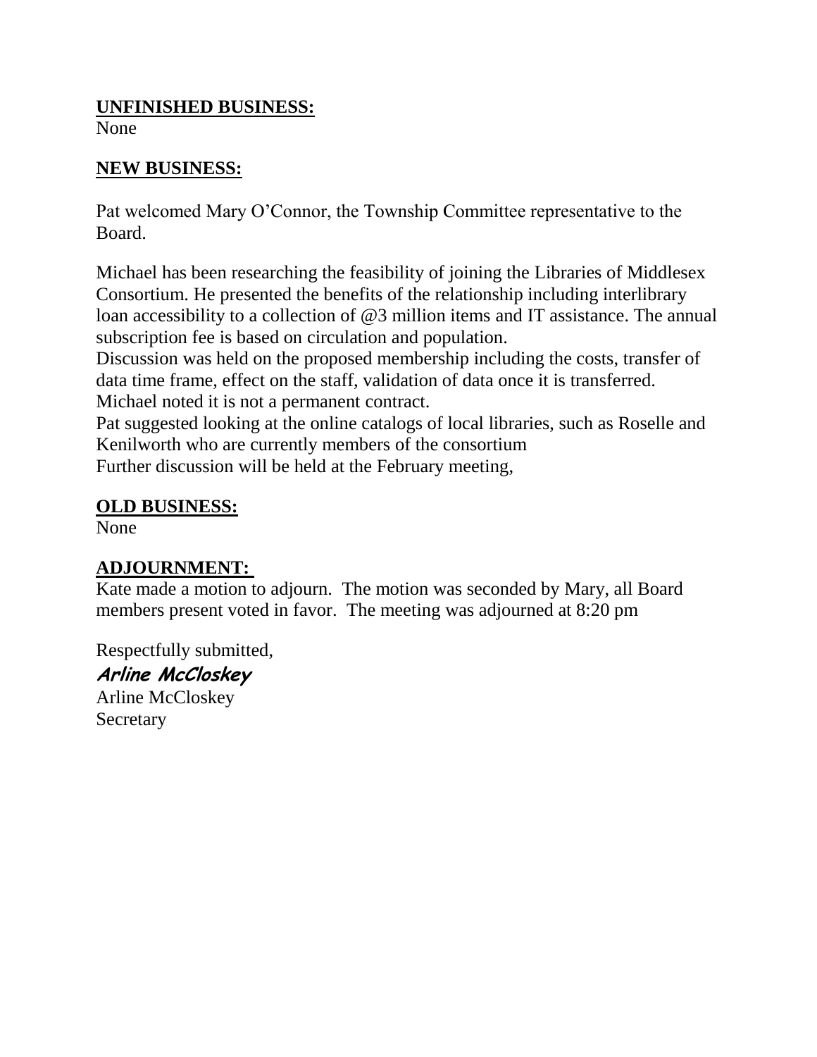**UNFINISHED BUSINESS:**
None

**NEW BUSINESS:**

Pat welcomed Mary O'Connor, the Township Committee representative to the Board.

Michael has been researching the feasibility of joining the Libraries of Middlesex Consortium. He presented the benefits of the relationship including interlibrary loan accessibility to a collection of @3 million items and IT assistance. The annual subscription fee is based on circulation and population.
Discussion was held on the proposed membership including the costs, transfer of data time frame, effect on the staff, validation of data once it is transferred.
Michael noted it is not a permanent contract.
Pat suggested looking at the online catalogs of local libraries, such as Roselle and Kenilworth who are currently members of the consortium
Further discussion will be held at the February meeting,

**OLD BUSINESS:**
None

**ADJOURNMENT:**
Kate made a motion to adjourn. The motion was seconded by Mary, all Board members present voted in favor. The meeting was adjourned at 8:20 pm

Respectfully submitted,
***Arline McCloskey***
Arline McCloskey
Secretary